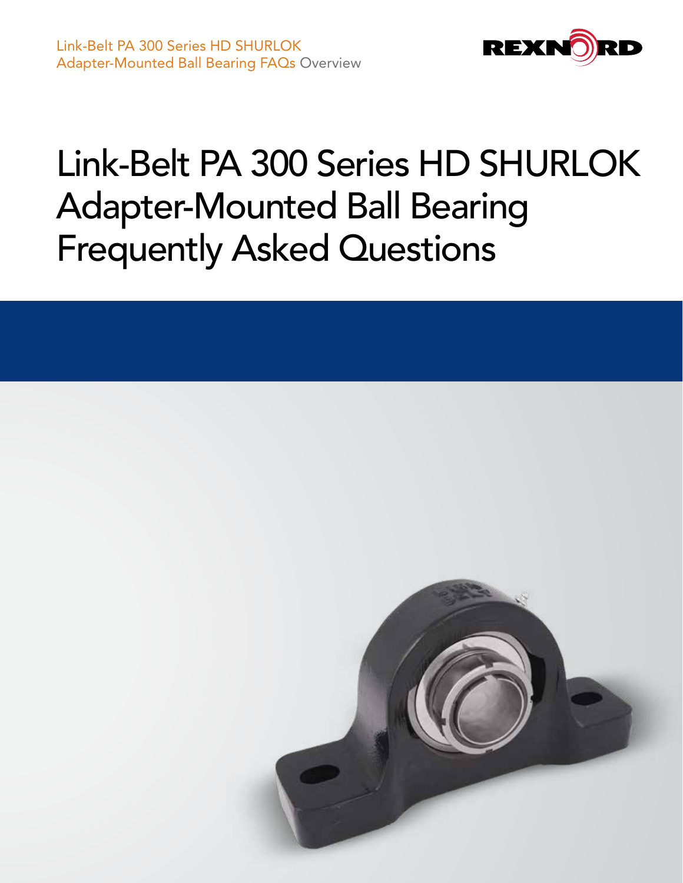# Link-Belt PA 300 Series HD SHURLOK Adapter-Mounted Ball Bearing Frequently Asked Questions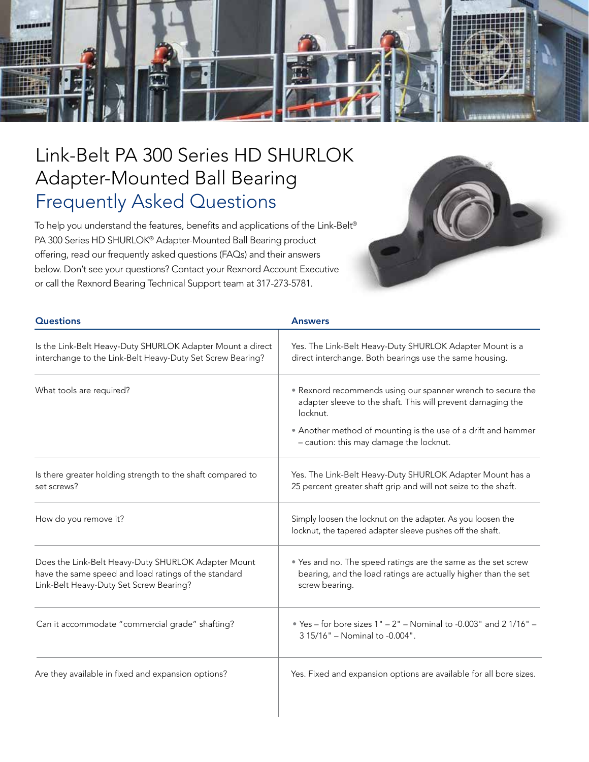# Link-Belt PA 300 Series HD SHURLOK Adapter-Mounted Ball Bearing

## Frequently Asked Questions

To help you understand the features, benefits and applications of the Link-Belt® PA 300 Series HD SHURLOK® Adapter-Mounted Ball Bearing product offering, read our frequently asked questions (FAQs) and their answers below. Don't see your questions? Contact your Rexnord Account Executive or call the Rexnord Bearing Technical Support team at 317-273-5781.

| Questions | Answers |
| --- | --- |
| Is the Link-Belt Heavy-Duty SHURLOK Adapter Mount a direct interchange to the Link-Belt Heavy-Duty Set Screw Bearing? | Yes. The Link-Belt Heavy-Duty SHURLOK Adapter Mount is a direct interchange. Both bearings use the same housing. |
| What tools are required? | • Rexnord recommends using our spanner wrench to secure the adapter sleeve to the shaft. This will prevent damaging the locknut.<br>• Another method of mounting is the use of a drift and hammer – caution: this may damage the locknut. |
| Is there greater holding strength to the shaft compared to set screws? | Yes. The Link-Belt Heavy-Duty SHURLOK Adapter Mount has a 25 percent greater shaft grip and will not seize to the shaft. |
| How do you remove it? | Simply loosen the locknut on the adapter. As you loosen the locknut, the tapered adapter sleeve pushes off the shaft. |
| Does the Link-Belt Heavy-Duty SHURLOK Adapter Mount have the same speed and load ratings of the standard Link-Belt Heavy-Duty Set Screw Bearing? | • Yes and no. The speed ratings are the same as the set screw bearing, and the load ratings are actually higher than the set screw bearing. |
| Can it accommodate "commercial grade" shafting? | • Yes – for bore sizes 1" – 2" – Nominal to -0.003" and 2 1/16" – 3 15/16" – Nominal to -0.004". |
| Are they available in fixed and expansion options? | Yes. Fixed and expansion options are available for all bore sizes. |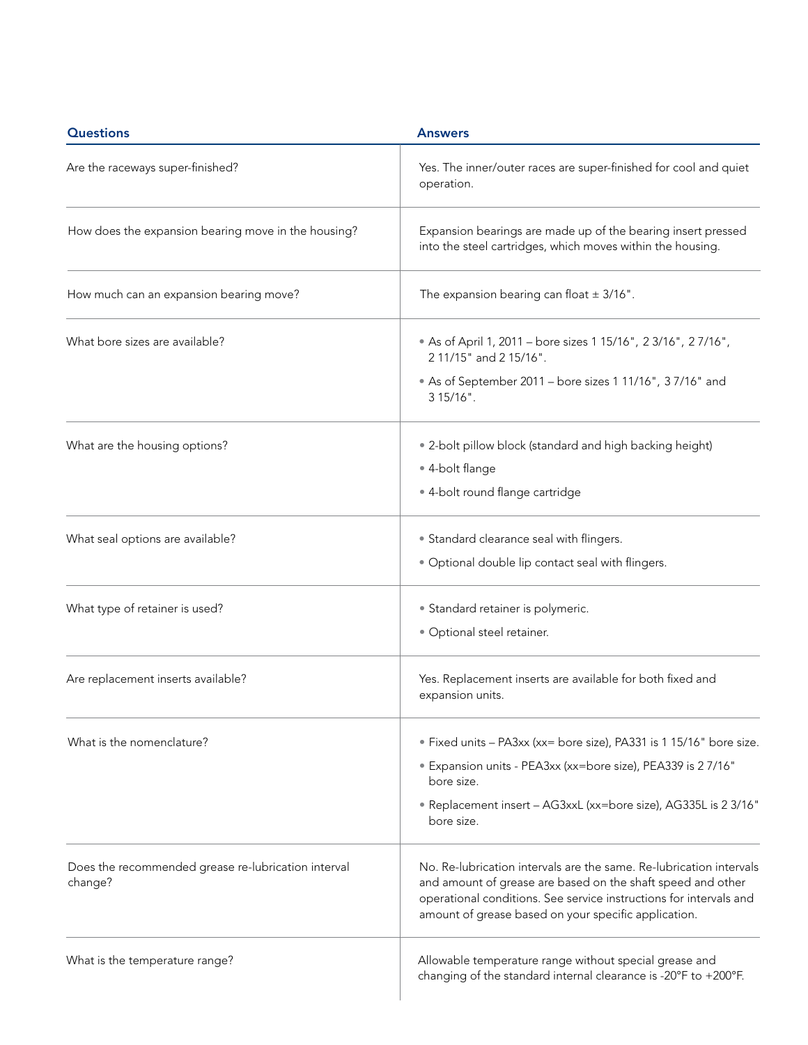| Questions | Answers |
|---|---|
| Are the raceways super-finished? | Yes. The inner/outer races are super-finished for cool and quiet operation. |
| How does the expansion bearing move in the housing? | Expansion bearings are made up of the bearing insert pressed into the steel cartridges, which moves within the housing. |
| How much can an expansion bearing move? | The expansion bearing can float ± 3/16". |
| What bore sizes are available? | • As of April 1, 2011 – bore sizes 1 15/16", 2 3/16", 2 7/16", 2 11/15" and 2 15/16".<br>• As of September 2011 – bore sizes 1 11/16", 3 7/16" and 3 15/16". |
| What are the housing options? | • 2-bolt pillow block (standard and high backing height)<br>• 4-bolt flange<br>• 4-bolt round flange cartridge |
| What seal options are available? | • Standard clearance seal with flingers.<br>• Optional double lip contact seal with flingers. |
| What type of retainer is used? | • Standard retainer is polymeric.<br>• Optional steel retainer. |
| Are replacement inserts available? | Yes. Replacement inserts are available for both fixed and expansion units. |
| What is the nomenclature? | • Fixed units – PA3xx (xx= bore size), PA331 is 1 15/16" bore size.<br>• Expansion units - PEA3xx (xx=bore size), PEA339 is 2 7/16" bore size.<br>• Replacement insert – AG3xxL (xx=bore size), AG335L is 2 3/16" bore size. |
| Does the recommended grease re-lubrication interval change? | No. Re-lubrication intervals are the same. Re-lubrication intervals and amount of grease are based on the shaft speed and other operational conditions. See service instructions for intervals and amount of grease based on your specific application. |
| What is the temperature range? | Allowable temperature range without special grease and changing of the standard internal clearance is -20°F to +200°F. |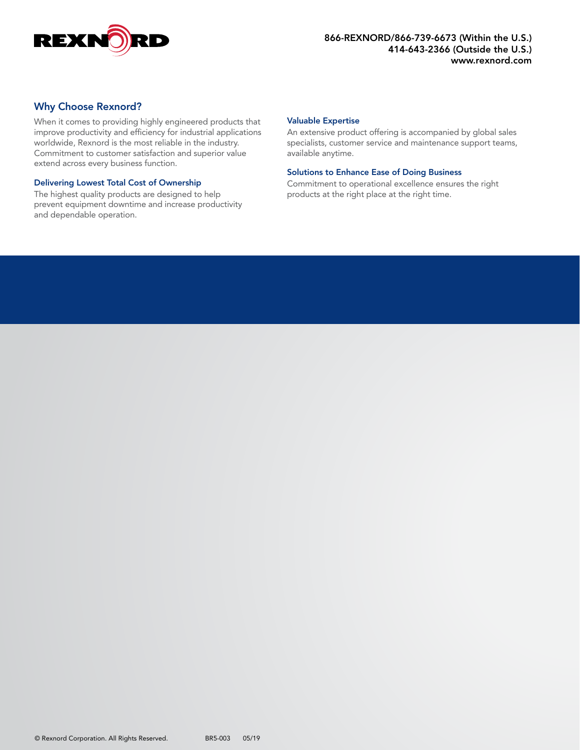866-REXNORD/866-739-6673 (Within the U.S.)
414-643-2366 (Outside the U.S.)
www.rexnord.com

## Why Choose Rexnord?

When it comes to providing highly engineered products that improve productivity and efficiency for industrial applications worldwide, Rexnord is the most reliable in the industry. Commitment to customer satisfaction and superior value extend across every business function.

### Delivering Lowest Total Cost of Ownership

The highest quality products are designed to help prevent equipment downtime and increase productivity and dependable operation.

### Valuable Expertise

An extensive product offering is accompanied by global sales specialists, customer service and maintenance support teams, available anytime.

### Solutions to Enhance Ease of Doing Business

Commitment to operational excellence ensures the right products at the right place at the right time.

© Rexnord Corporation. All Rights Reserved. BR5-003 05/19